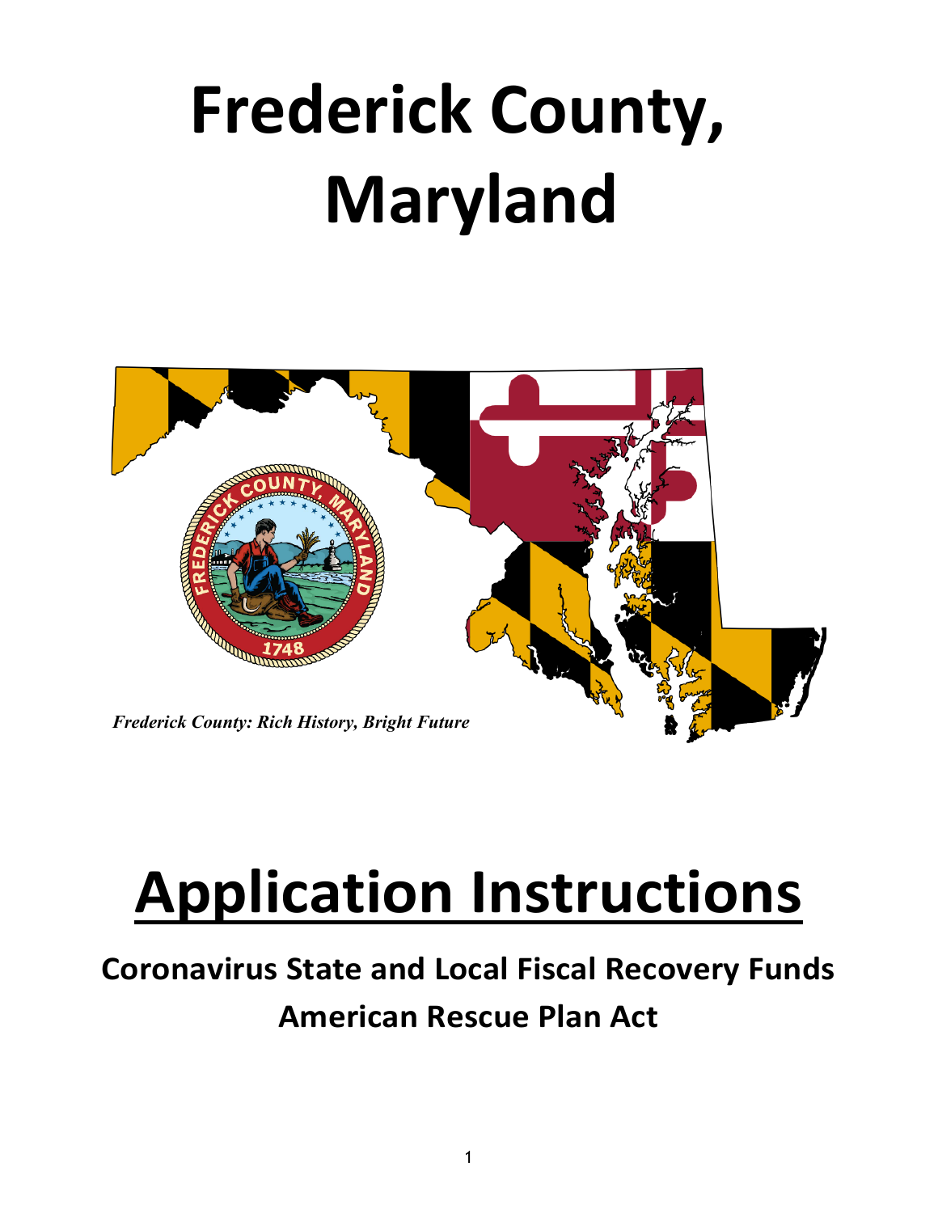# Frederick County, Maryland

*Frederick County: Rich History, Bright Future*

# Application Instructions

## Coronavirus State and Local Fiscal Recovery Funds

## American Rescue Plan Act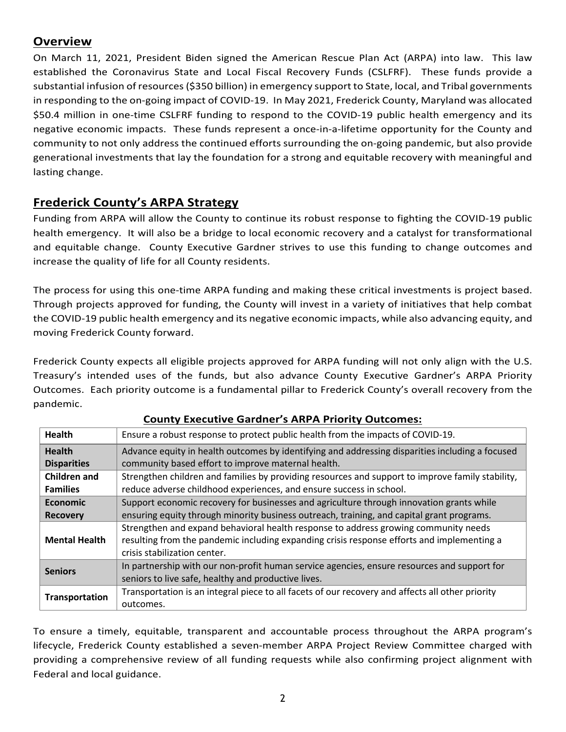## Overview

On March 11, 2021, President Biden signed the American Rescue Plan Act (ARPA) into law. This law established the Coronavirus State and Local Fiscal Recovery Funds (CSLFRF). These funds provide a substantial infusion of resources ($350 billion) in emergency support to State, local, and Tribal governments in responding to the on-going impact of COVID-19. In May 2021, Frederick County, Maryland was allocated $50.4 million in one-time CSLFRF funding to respond to the COVID-19 public health emergency and its negative economic impacts. These funds represent a once-in-a-lifetime opportunity for the County and community to not only address the continued efforts surrounding the on-going pandemic, but also provide generational investments that lay the foundation for a strong and equitable recovery with meaningful and lasting change.

## Frederick County's ARPA Strategy

Funding from ARPA will allow the County to continue its robust response to fighting the COVID-19 public health emergency. It will also be a bridge to local economic recovery and a catalyst for transformational and equitable change. County Executive Gardner strives to use this funding to change outcomes and increase the quality of life for all County residents.

The process for using this one-time ARPA funding and making these critical investments is project based. Through projects approved for funding, the County will invest in a variety of initiatives that help combat the COVID-19 public health emergency and its negative economic impacts, while also advancing equity, and moving Frederick County forward.

Frederick County expects all eligible projects approved for ARPA funding will not only align with the U.S. Treasury's intended uses of the funds, but also advance County Executive Gardner's ARPA Priority Outcomes. Each priority outcome is a fundamental pillar to Frederick County's overall recovery from the pandemic.

**County Executive Gardner's ARPA Priority Outcomes:**

| | |
|---|---|
| **Health** | Ensure a robust response to protect public health from the impacts of COVID-19. |
| **Health Disparities** | Advance equity in health outcomes by identifying and addressing disparities including a focused community based effort to improve maternal health. |
| **Children and Families** | Strengthen children and families by providing resources and support to improve family stability, reduce adverse childhood experiences, and ensure success in school. |
| **Economic Recovery** | Support economic recovery for businesses and agriculture through innovation grants while ensuring equity through minority business outreach, training, and capital grant programs. |
| **Mental Health** | Strengthen and expand behavioral health response to address growing community needs resulting from the pandemic including expanding crisis response efforts and implementing a crisis stabilization center. |
| **Seniors** | In partnership with our non-profit human service agencies, ensure resources and support for seniors to live safe, healthy and productive lives. |
| **Transportation** | Transportation is an integral piece to all facets of our recovery and affects all other priority outcomes. |

To ensure a timely, equitable, transparent and accountable process throughout the ARPA program's lifecycle, Frederick County established a seven-member ARPA Project Review Committee charged with providing a comprehensive review of all funding requests while also confirming project alignment with Federal and local guidance.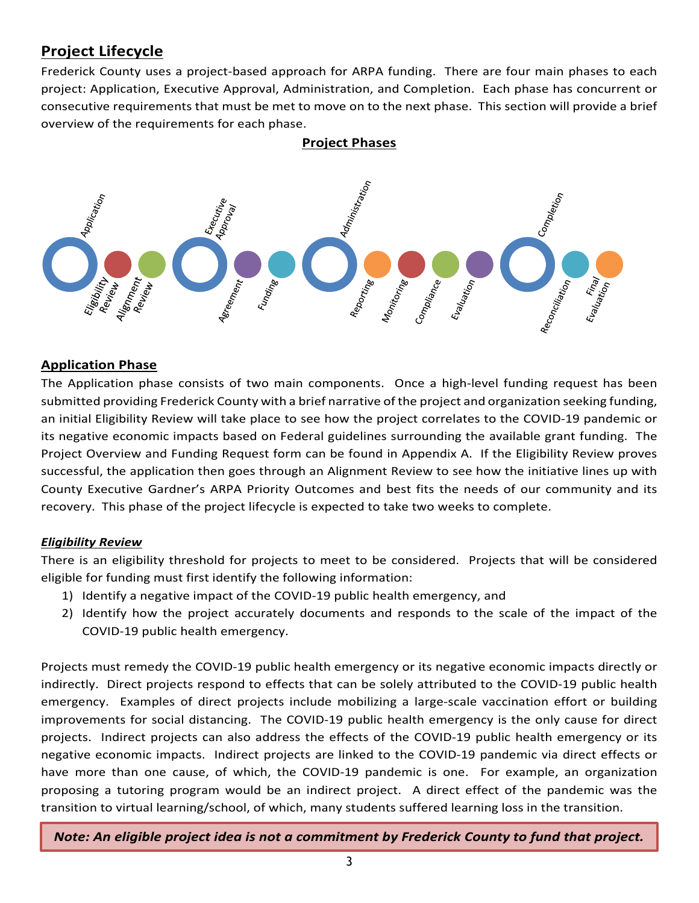## Project Lifecycle

Frederick County uses a project-based approach for ARPA funding. There are four main phases to each project: Application, Executive Approval, Administration, and Completion. Each phase has concurrent or consecutive requirements that must be met to move on to the next phase. This section will provide a brief overview of the requirements for each phase.

**Project Phases**

Application
Eligibility Review
Alignment Review
Executive Approval
Agreement
Funding
Administration
Reporting
Monitoring
Compliance
Evaluation
Completion
Reconciliation
Final Evaluation

## Application Phase

The Application phase consists of two main components. Once a high-level funding request has been submitted providing Frederick County with a brief narrative of the project and organization seeking funding, an initial Eligibility Review will take place to see how the project correlates to the COVID-19 pandemic or its negative economic impacts based on Federal guidelines surrounding the available grant funding. The Project Overview and Funding Request form can be found in Appendix A. If the Eligibility Review proves successful, the application then goes through an Alignment Review to see how the initiative lines up with County Executive Gardner's ARPA Priority Outcomes and best fits the needs of our community and its recovery. This phase of the project lifecycle is expected to take two weeks to complete.

### *Eligibility Review*

There is an eligibility threshold for projects to meet to be considered. Projects that will be considered eligible for funding must first identify the following information:

1) Identify a negative impact of the COVID-19 public health emergency, and
2) Identify how the project accurately documents and responds to the scale of the impact of the COVID-19 public health emergency.

Projects must remedy the COVID-19 public health emergency or its negative economic impacts directly or indirectly. Direct projects respond to effects that can be solely attributed to the COVID-19 public health emergency. Examples of direct projects include mobilizing a large-scale vaccination effort or building improvements for social distancing. The COVID-19 public health emergency is the only cause for direct projects. Indirect projects can also address the effects of the COVID-19 public health emergency or its negative economic impacts. Indirect projects are linked to the COVID-19 pandemic via direct effects or have more than one cause, of which, the COVID-19 pandemic is one. For example, an organization proposing a tutoring program would be an indirect project. A direct effect of the pandemic was the transition to virtual learning/school, of which, many students suffered learning loss in the transition.

***Note: An eligible project idea is not a commitment by Frederick County to fund that project.***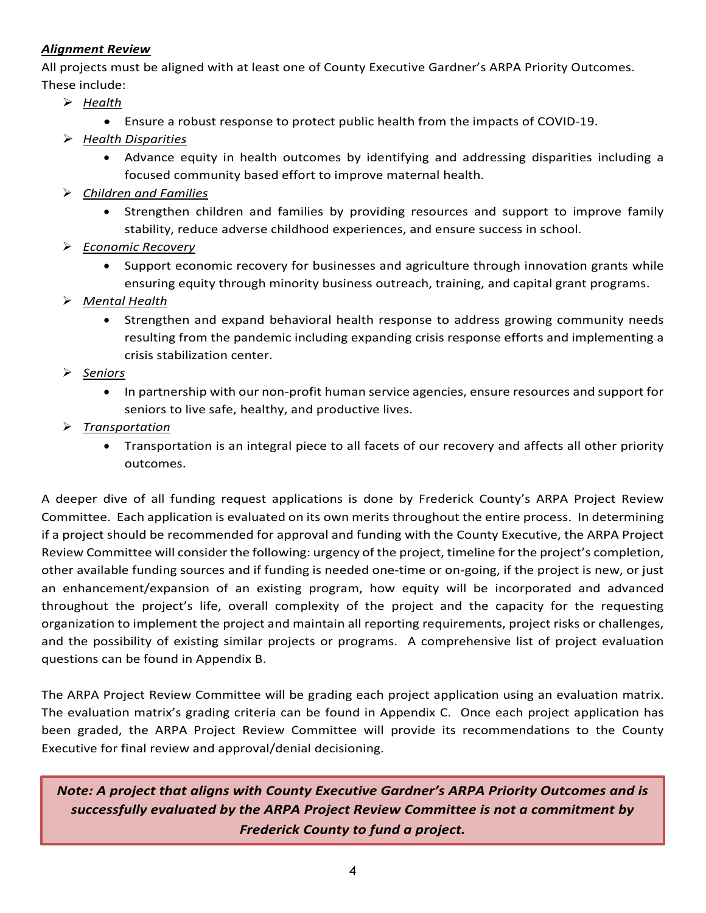***Alignment Review***

All projects must be aligned with at least one of County Executive Gardner's ARPA Priority Outcomes. These include:

- *Health*
  - Ensure a robust response to protect public health from the impacts of COVID-19.
- *Health Disparities*
  - Advance equity in health outcomes by identifying and addressing disparities including a focused community based effort to improve maternal health.
- *Children and Families*
  - Strengthen children and families by providing resources and support to improve family stability, reduce adverse childhood experiences, and ensure success in school.
- *Economic Recovery*
  - Support economic recovery for businesses and agriculture through innovation grants while ensuring equity through minority business outreach, training, and capital grant programs.
- *Mental Health*
  - Strengthen and expand behavioral health response to address growing community needs resulting from the pandemic including expanding crisis response efforts and implementing a crisis stabilization center.
- *Seniors*
  - In partnership with our non-profit human service agencies, ensure resources and support for seniors to live safe, healthy, and productive lives.
- *Transportation*
  - Transportation is an integral piece to all facets of our recovery and affects all other priority outcomes.

A deeper dive of all funding request applications is done by Frederick County's ARPA Project Review Committee. Each application is evaluated on its own merits throughout the entire process. In determining if a project should be recommended for approval and funding with the County Executive, the ARPA Project Review Committee will consider the following: urgency of the project, timeline for the project's completion, other available funding sources and if funding is needed one-time or on-going, if the project is new, or just an enhancement/expansion of an existing program, how equity will be incorporated and advanced throughout the project's life, overall complexity of the project and the capacity for the requesting organization to implement the project and maintain all reporting requirements, project risks or challenges, and the possibility of existing similar projects or programs. A comprehensive list of project evaluation questions can be found in Appendix B.

The ARPA Project Review Committee will be grading each project application using an evaluation matrix. The evaluation matrix's grading criteria can be found in Appendix C. Once each project application has been graded, the ARPA Project Review Committee will provide its recommendations to the County Executive for final review and approval/denial decisioning.

***Note: A project that aligns with County Executive Gardner's ARPA Priority Outcomes and is successfully evaluated by the ARPA Project Review Committee is not a commitment by Frederick County to fund a project.***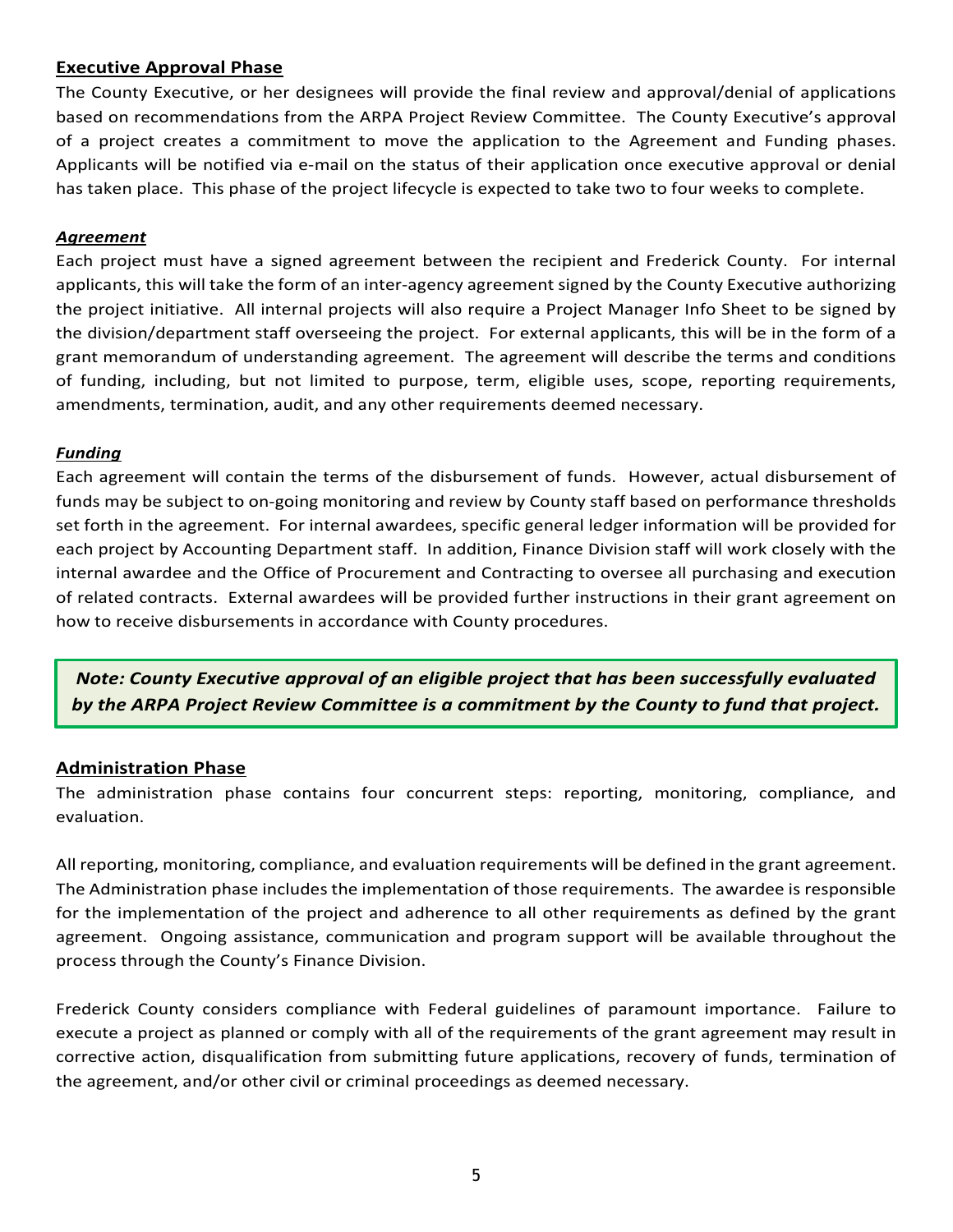## Executive Approval Phase

The County Executive, or her designees will provide the final review and approval/denial of applications based on recommendations from the ARPA Project Review Committee. The County Executive's approval of a project creates a commitment to move the application to the Agreement and Funding phases. Applicants will be notified via e-mail on the status of their application once executive approval or denial has taken place. This phase of the project lifecycle is expected to take two to four weeks to complete.

### *Agreement*

Each project must have a signed agreement between the recipient and Frederick County. For internal applicants, this will take the form of an inter-agency agreement signed by the County Executive authorizing the project initiative. All internal projects will also require a Project Manager Info Sheet to be signed by the division/department staff overseeing the project. For external applicants, this will be in the form of a grant memorandum of understanding agreement. The agreement will describe the terms and conditions of funding, including, but not limited to purpose, term, eligible uses, scope, reporting requirements, amendments, termination, audit, and any other requirements deemed necessary.

### *Funding*

Each agreement will contain the terms of the disbursement of funds. However, actual disbursement of funds may be subject to on-going monitoring and review by County staff based on performance thresholds set forth in the agreement. For internal awardees, specific general ledger information will be provided for each project by Accounting Department staff. In addition, Finance Division staff will work closely with the internal awardee and the Office of Procurement and Contracting to oversee all purchasing and execution of related contracts. External awardees will be provided further instructions in their grant agreement on how to receive disbursements in accordance with County procedures.

***Note: County Executive approval of an eligible project that has been successfully evaluated by the ARPA Project Review Committee is a commitment by the County to fund that project.***

## Administration Phase

The administration phase contains four concurrent steps: reporting, monitoring, compliance, and evaluation.

All reporting, monitoring, compliance, and evaluation requirements will be defined in the grant agreement. The Administration phase includes the implementation of those requirements. The awardee is responsible for the implementation of the project and adherence to all other requirements as defined by the grant agreement. Ongoing assistance, communication and program support will be available throughout the process through the County's Finance Division.

Frederick County considers compliance with Federal guidelines of paramount importance. Failure to execute a project as planned or comply with all of the requirements of the grant agreement may result in corrective action, disqualification from submitting future applications, recovery of funds, termination of the agreement, and/or other civil or criminal proceedings as deemed necessary.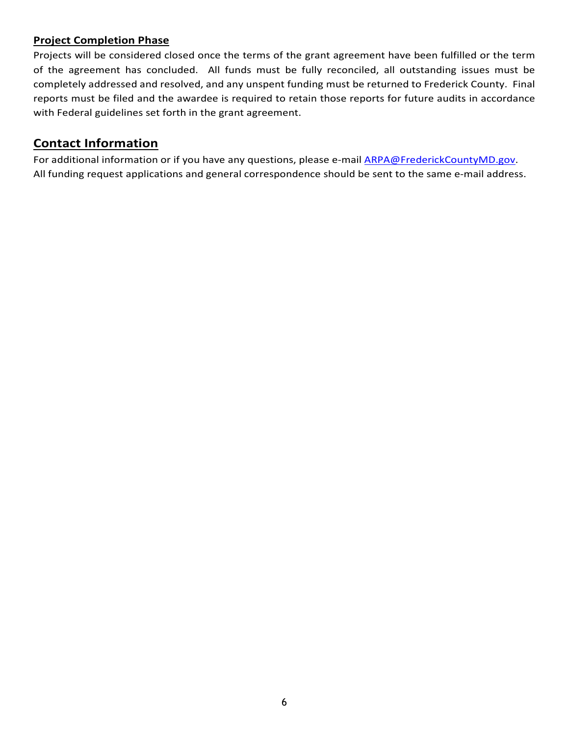### Project Completion Phase

Projects will be considered closed once the terms of the grant agreement have been fulfilled or the term of the agreement has concluded. All funds must be fully reconciled, all outstanding issues must be completely addressed and resolved, and any unspent funding must be returned to Frederick County. Final reports must be filed and the awardee is required to retain those reports for future audits in accordance with Federal guidelines set forth in the grant agreement.

## Contact Information

For additional information or if you have any questions, please e-mail ARPA@FrederickCountyMD.gov. All funding request applications and general correspondence should be sent to the same e-mail address.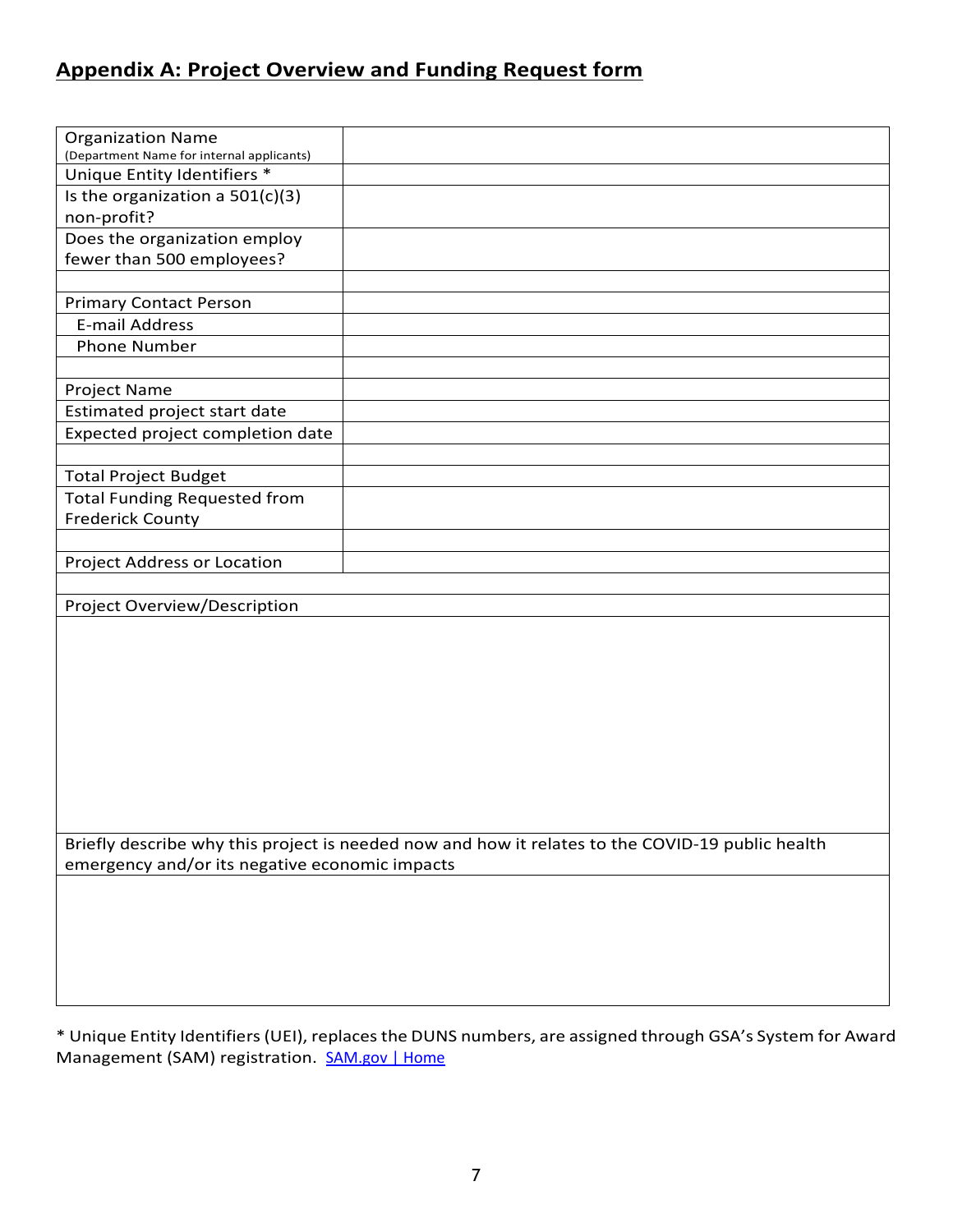## Appendix A: Project Overview and Funding Request form

| | |
|---|---|
| Organization Name (Department Name for internal applicants) | |
| Unique Entity Identifiers * | |
| Is the organization a 501(c)(3) non-profit? | |
| Does the organization employ fewer than 500 employees? | |
| | |
| Primary Contact Person | |
| E-mail Address | |
| Phone Number | |
| | |
| Project Name | |
| Estimated project start date | |
| Expected project completion date | |
| | |
| Total Project Budget | |
| Total Funding Requested from Frederick County | |
| | |
| Project Address or Location | |
| | |
| Project Overview/Description | |
| | |
| Briefly describe why this project is needed now and how it relates to the COVID-19 public health emergency and/or its negative economic impacts | |
| | |

* Unique Entity Identifiers (UEI), replaces the DUNS numbers, are assigned through GSA's System for Award Management (SAM) registration. SAM.gov | Home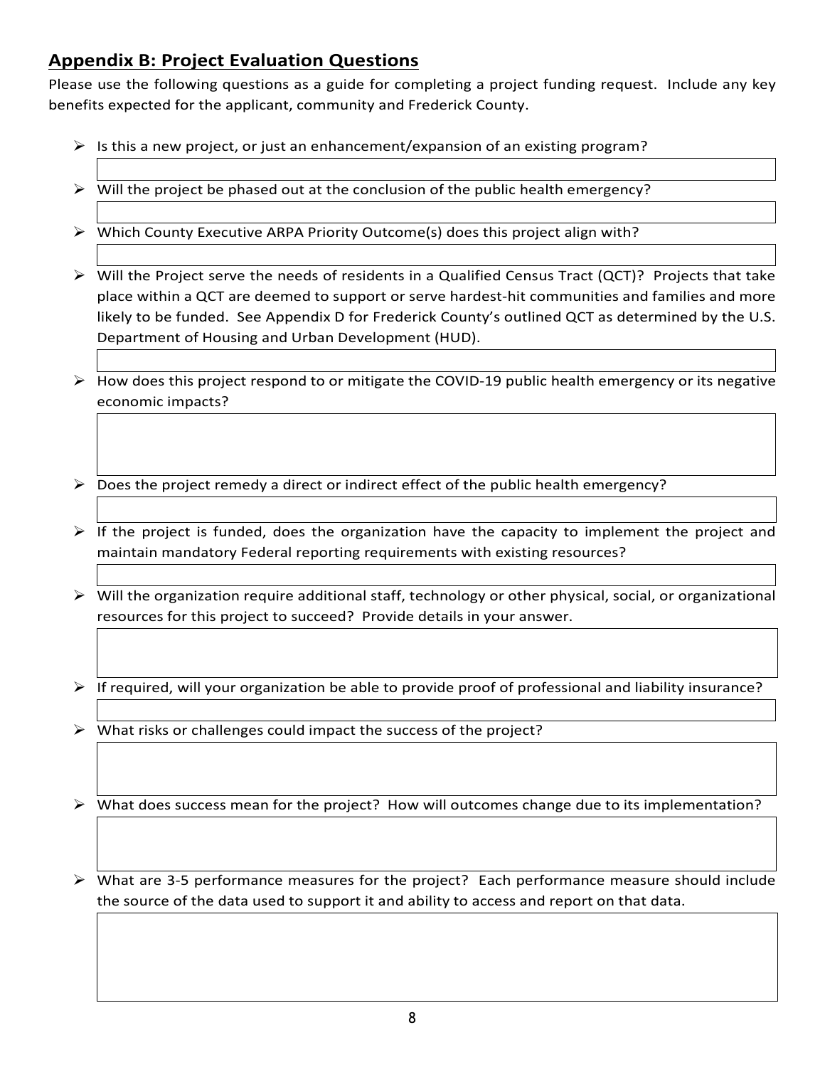## Appendix B: Project Evaluation Questions

Please use the following questions as a guide for completing a project funding request. Include any key benefits expected for the applicant, community and Frederick County.

- Is this a new project, or just an enhancement/expansion of an existing program?
- Will the project be phased out at the conclusion of the public health emergency?
- Which County Executive ARPA Priority Outcome(s) does this project align with?
- Will the Project serve the needs of residents in a Qualified Census Tract (QCT)? Projects that take place within a QCT are deemed to support or serve hardest-hit communities and families and more likely to be funded. See Appendix D for Frederick County's outlined QCT as determined by the U.S. Department of Housing and Urban Development (HUD).
- How does this project respond to or mitigate the COVID-19 public health emergency or its negative economic impacts?
- Does the project remedy a direct or indirect effect of the public health emergency?
- If the project is funded, does the organization have the capacity to implement the project and maintain mandatory Federal reporting requirements with existing resources?
- Will the organization require additional staff, technology or other physical, social, or organizational resources for this project to succeed? Provide details in your answer.
- If required, will your organization be able to provide proof of professional and liability insurance?
- What risks or challenges could impact the success of the project?
- What does success mean for the project? How will outcomes change due to its implementation?
- What are 3-5 performance measures for the project? Each performance measure should include the source of the data used to support it and ability to access and report on that data.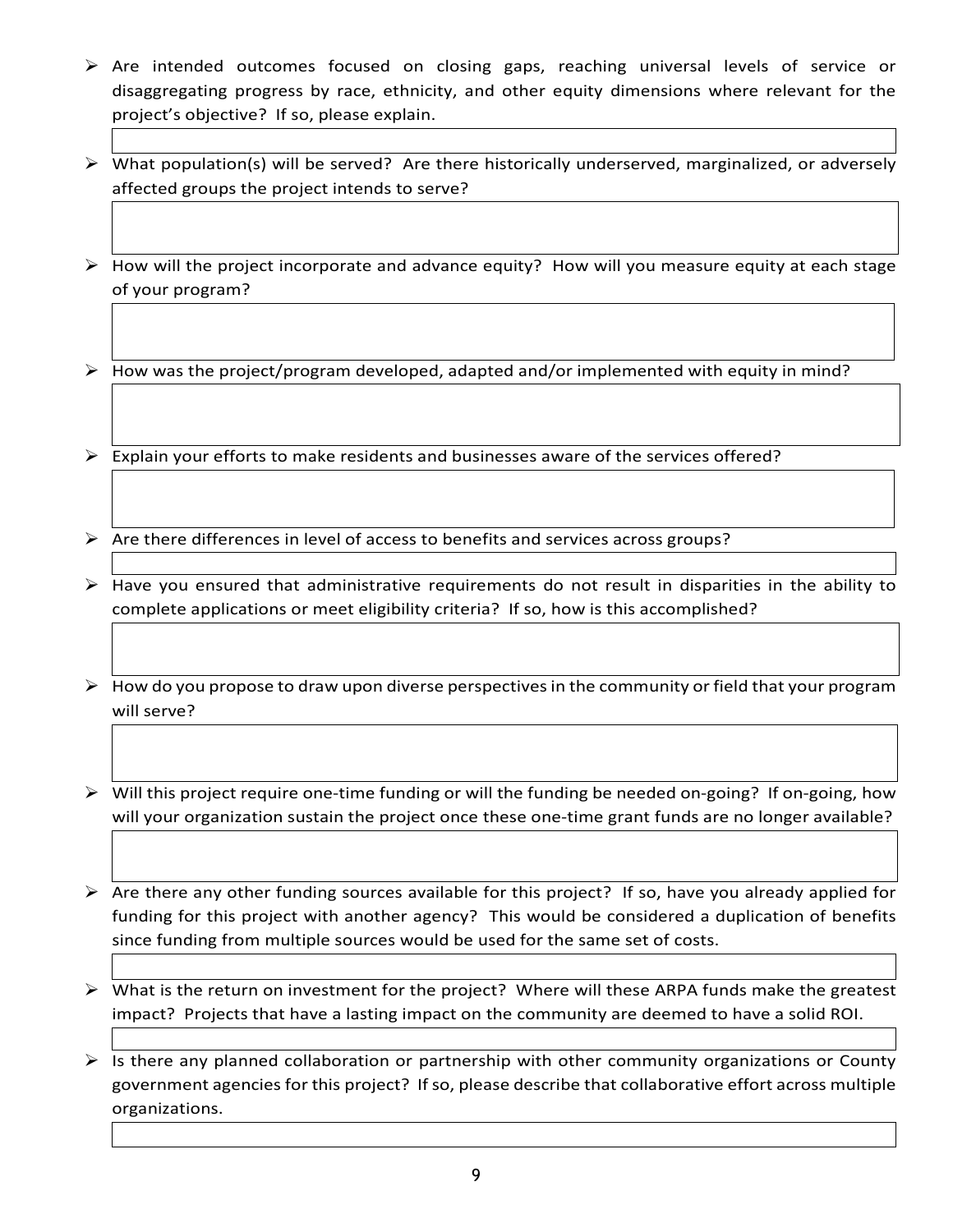- Are intended outcomes focused on closing gaps, reaching universal levels of service or disaggregating progress by race, ethnicity, and other equity dimensions where relevant for the project's objective? If so, please explain.

- What population(s) will be served? Are there historically underserved, marginalized, or adversely affected groups the project intends to serve?

- How will the project incorporate and advance equity? How will you measure equity at each stage of your program?

- How was the project/program developed, adapted and/or implemented with equity in mind?

- Explain your efforts to make residents and businesses aware of the services offered?

- Are there differences in level of access to benefits and services across groups?

- Have you ensured that administrative requirements do not result in disparities in the ability to complete applications or meet eligibility criteria? If so, how is this accomplished?

- How do you propose to draw upon diverse perspectives in the community or field that your program will serve?

- Will this project require one-time funding or will the funding be needed on-going? If on-going, how will your organization sustain the project once these one-time grant funds are no longer available?

- Are there any other funding sources available for this project? If so, have you already applied for funding for this project with another agency? This would be considered a duplication of benefits since funding from multiple sources would be used for the same set of costs.

- What is the return on investment for the project? Where will these ARPA funds make the greatest impact? Projects that have a lasting impact on the community are deemed to have a solid ROI.

- Is there any planned collaboration or partnership with other community organizations or County government agencies for this project? If so, please describe that collaborative effort across multiple organizations.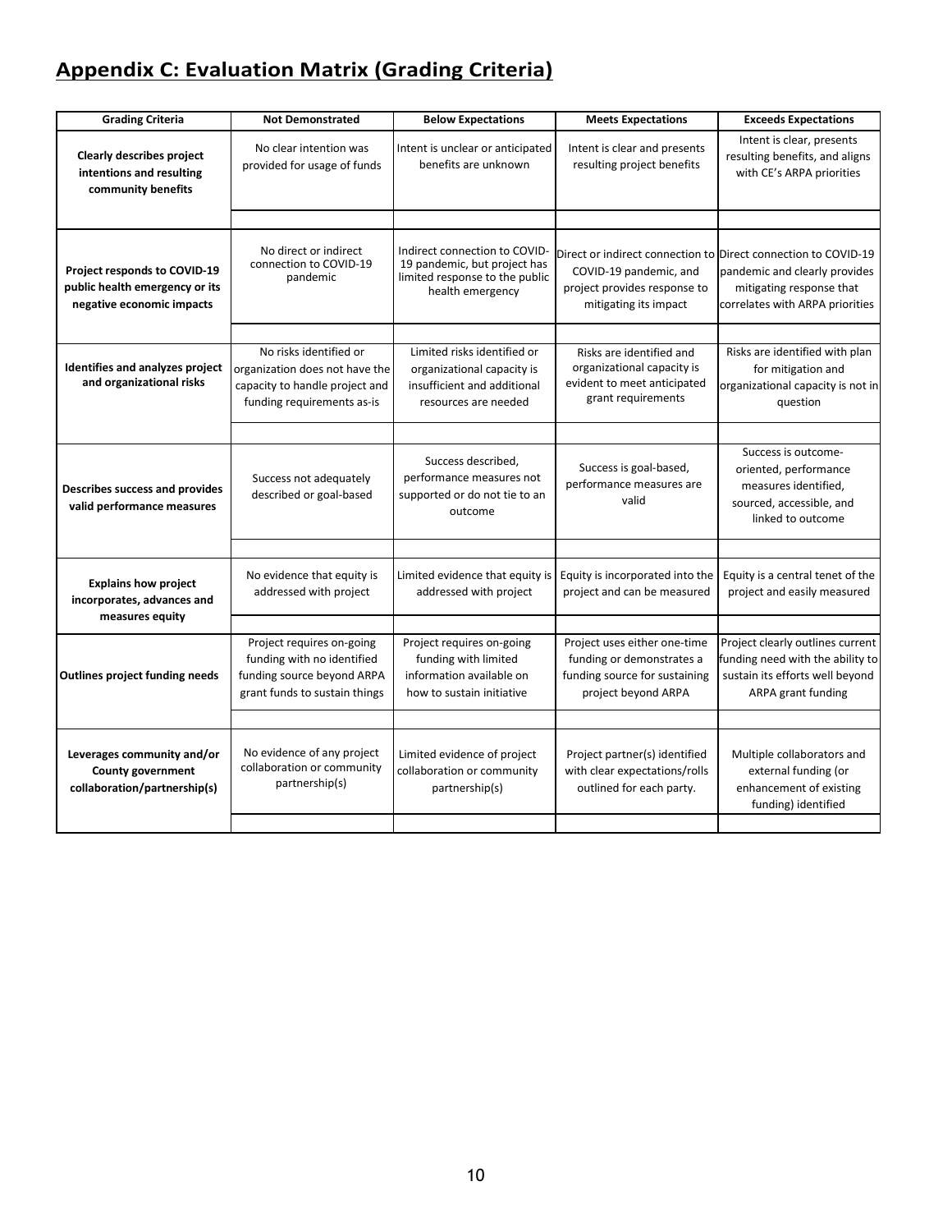## Appendix C: Evaluation Matrix (Grading Criteria)

| Grading Criteria | Not Demonstrated | Below Expectations | Meets Expectations | Exceeds Expectations |
|---|---|---|---|---|
| **Clearly describes project intentions and resulting community benefits** | No clear intention was provided for usage of funds | Intent is unclear or anticipated benefits are unknown | Intent is clear and presents resulting project benefits | Intent is clear, presents resulting benefits, and aligns with CE's ARPA priorities |
| | | | | |
| **Project responds to COVID-19 public health emergency or its negative economic impacts** | No direct or indirect connection to COVID-19 pandemic | Indirect connection to COVID-19 pandemic, but project has limited response to the public health emergency | Direct or indirect connection to COVID-19 pandemic, and project provides response to mitigating its impact | Direct connection to COVID-19 pandemic and clearly provides mitigating response that correlates with ARPA priorities |
| | | | | |
| **Identifies and analyzes project and organizational risks** | No risks identified or organization does not have the capacity to handle project and funding requirements as-is | Limited risks identified or organizational capacity is insufficient and additional resources are needed | Risks are identified and organizational capacity is evident to meet anticipated grant requirements | Risks are identified with plan for mitigation and organizational capacity is not in question |
| | | | | |
| **Describes success and provides valid performance measures** | Success not adequately described or goal-based | Success described, performance measures not supported or do not tie to an outcome | Success is goal-based, performance measures are valid | Success is outcome-oriented, performance measures identified, sourced, accessible, and linked to outcome |
| | | | | |
| **Explains how project incorporates, advances and measures equity** | No evidence that equity is addressed with project | Limited evidence that equity is addressed with project | Equity is incorporated into the project and can be measured | Equity is a central tenet of the project and easily measured |
| | | | | |
| **Outlines project funding needs** | Project requires on-going funding with no identified funding source beyond ARPA grant funds to sustain things | Project requires on-going funding with limited information available on how to sustain initiative | Project uses either one-time funding or demonstrates a funding source for sustaining project beyond ARPA | Project clearly outlines current funding need with the ability to sustain its efforts well beyond ARPA grant funding |
| | | | | |
| **Leverages community and/or County government collaboration/partnership(s)** | No evidence of any project collaboration or community partnership(s) | Limited evidence of project collaboration or community partnership(s) | Project partner(s) identified with clear expectations/rolls outlined for each party. | Multiple collaborators and external funding (or enhancement of existing funding) identified |
| | | | | |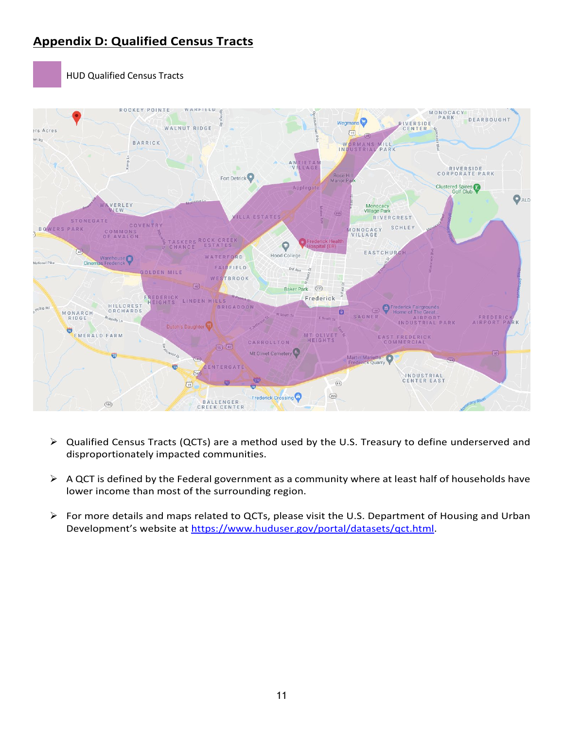## Appendix D: Qualified Census Tracts

HUD Qualified Census Tracts

- Qualified Census Tracts (QCTs) are a method used by the U.S. Treasury to define underserved and disproportionately impacted communities.
- A QCT is defined by the Federal government as a community where at least half of households have lower income than most of the surrounding region.
- For more details and maps related to QCTs, please visit the U.S. Department of Housing and Urban Development's website at https://www.huduser.gov/portal/datasets/qct.html.